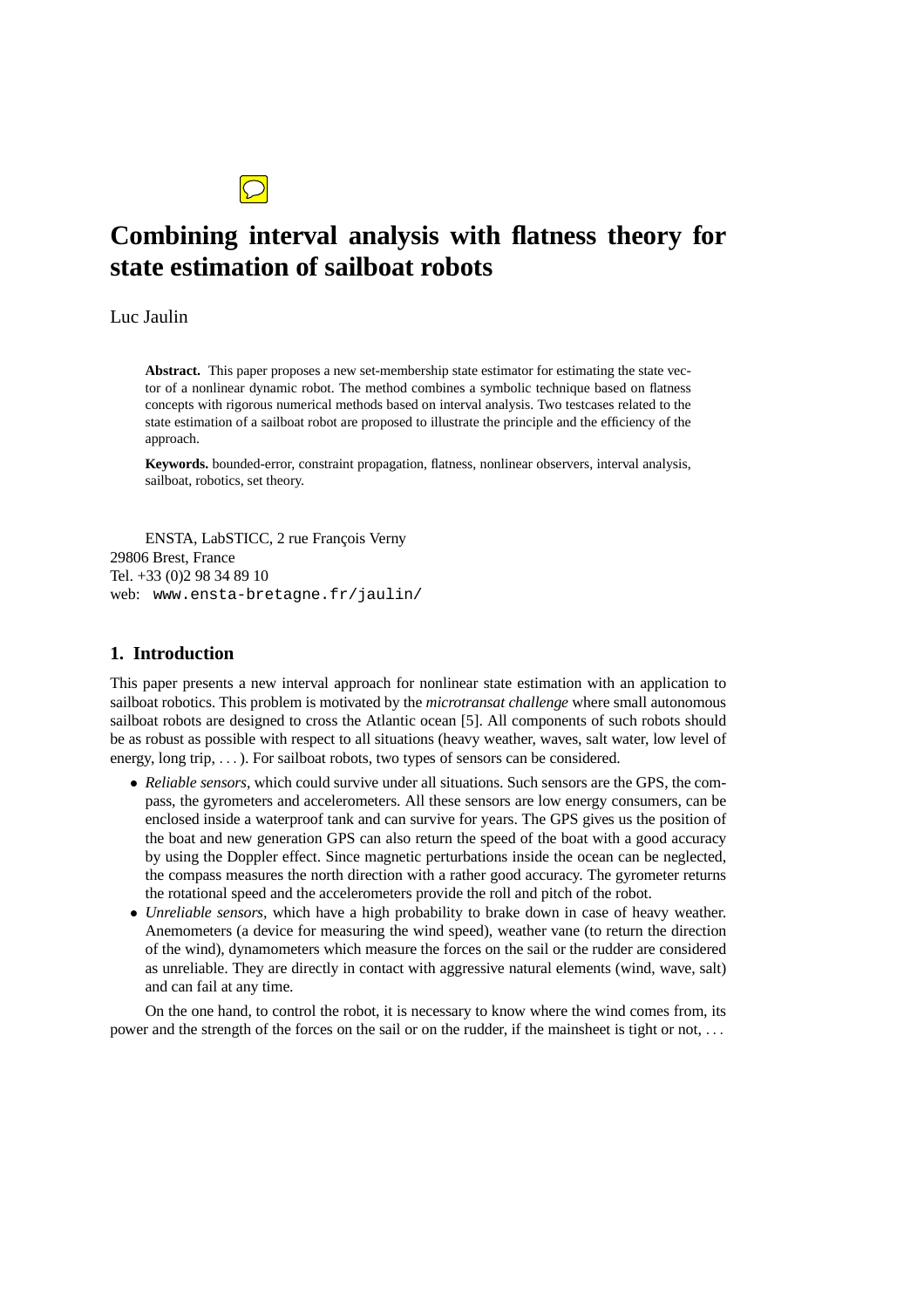# Combining interval analysis with flatness theory for state estimation of sailboat robots

Luc Jaulin

**Abstract.** This paper proposes a new set-membership state estimator for estimating the state vector of a nonlinear dynamic robot. The method combines a symbolic technique based on flatness concepts with rigorous numerical methods based on interval analysis. Two testcases related to the state estimation of a sailboat robot are proposed to illustrate the principle and the efficiency of the approach.

**Keywords.** bounded-error, constraint propagation, flatness, nonlinear observers, interval analysis, sailboat, robotics, set theory.

ENSTA, LabSTICC, 2 rue François Verny
29806 Brest, France
Tel. +33 (0)2 98 34 89 10
web: `www.ensta-bretagne.fr/jaulin/`

## 1. Introduction

This paper presents a new interval approach for nonlinear state estimation with an application to sailboat robotics. This problem is motivated by the *microtransat challenge* where small autonomous sailboat robots are designed to cross the Atlantic ocean [5]. All components of such robots should be as robust as possible with respect to all situations (heavy weather, waves, salt water, low level of energy, long trip, ...). For sailboat robots, two types of sensors can be considered.

- *Reliable sensors,* which could survive under all situations. Such sensors are the GPS, the compass, the gyrometers and accelerometers. All these sensors are low energy consumers, can be enclosed inside a waterproof tank and can survive for years. The GPS gives us the position of the boat and new generation GPS can also return the speed of the boat with a good accuracy by using the Doppler effect. Since magnetic perturbations inside the ocean can be neglected, the compass measures the north direction with a rather good accuracy. The gyrometer returns the rotational speed and the accelerometers provide the roll and pitch of the robot.
- *Unreliable sensors,* which have a high probability to brake down in case of heavy weather. Anemometers (a device for measuring the wind speed), weather vane (to return the direction of the wind), dynamometers which measure the forces on the sail or the rudder are considered as unreliable. They are directly in contact with aggressive natural elements (wind, wave, salt) and can fail at any time.

On the one hand, to control the robot, it is necessary to know where the wind comes from, its power and the strength of the forces on the sail or on the rudder, if the mainsheet is tight or not, ...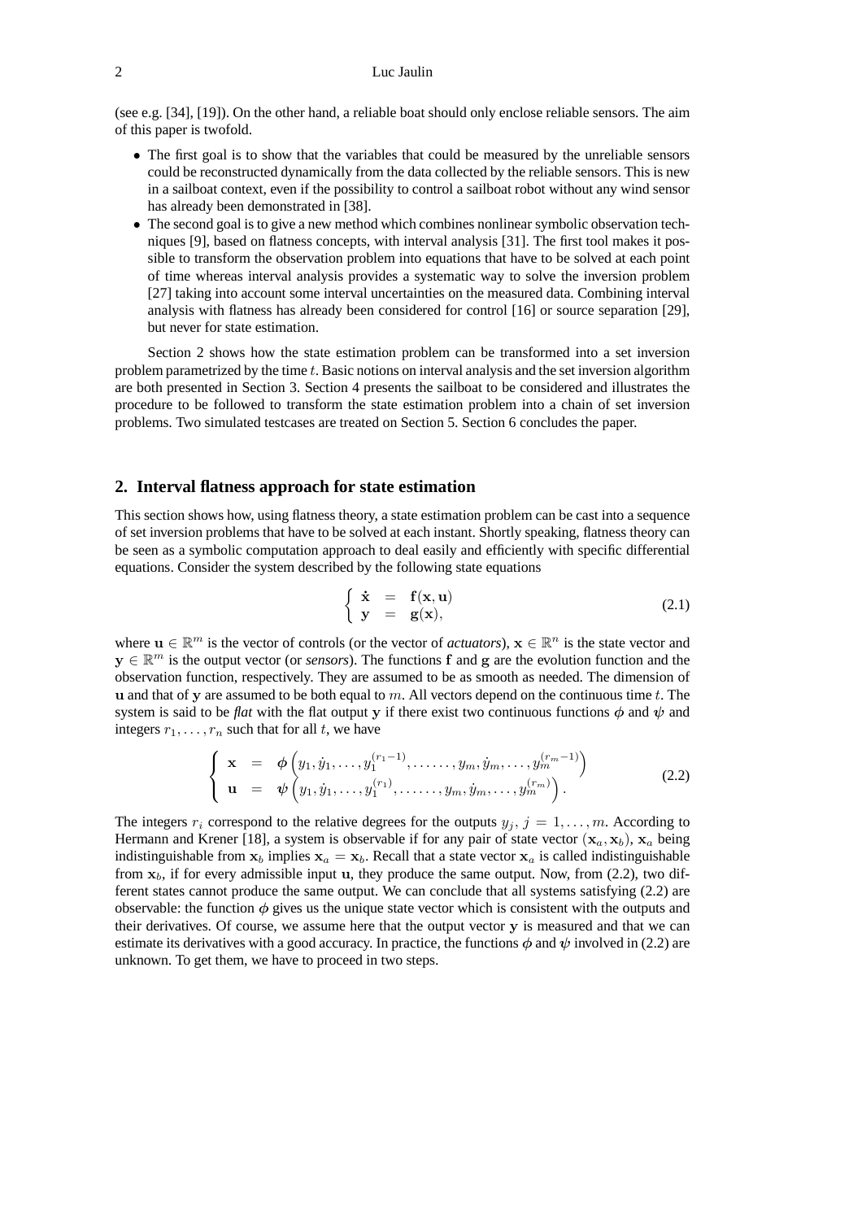(see e.g. [34], [19]). On the other hand, a reliable boat should only enclose reliable sensors. The aim of this paper is twofold.

- The first goal is to show that the variables that could be measured by the unreliable sensors could be reconstructed dynamically from the data collected by the reliable sensors. This is new in a sailboat context, even if the possibility to control a sailboat robot without any wind sensor has already been demonstrated in [38].
- The second goal is to give a new method which combines nonlinear symbolic observation techniques [9], based on flatness concepts, with interval analysis [31]. The first tool makes it possible to transform the observation problem into equations that have to be solved at each point of time whereas interval analysis provides a systematic way to solve the inversion problem [27] taking into account some interval uncertainties on the measured data. Combining interval analysis with flatness has already been considered for control [16] or source separation [29], but never for state estimation.

Section 2 shows how the state estimation problem can be transformed into a set inversion problem parametrized by the time $t$. Basic notions on interval analysis and the set inversion algorithm are both presented in Section 3. Section 4 presents the sailboat to be considered and illustrates the procedure to be followed to transform the state estimation problem into a chain of set inversion problems. Two simulated testcases are treated on Section 5. Section 6 concludes the paper.

## 2. Interval flatness approach for state estimation

This section shows how, using flatness theory, a state estimation problem can be cast into a sequence of set inversion problems that have to be solved at each instant. Shortly speaking, flatness theory can be seen as a symbolic computation approach to deal easily and efficiently with specific differential equations. Consider the system described by the following state equations

$$\left\{ \begin{array}{lll} \dot{\mathbf{x}} & = & \mathbf{f}(\mathbf{x}, \mathbf{u}) \\ \mathbf{y} & = & \mathbf{g}(\mathbf{x}), \end{array} \right. \tag{2.1}$$

where $\mathbf{u} \in \mathbb{R}^m$ is the vector of controls (or the vector of *actuators*), $\mathbf{x} \in \mathbb{R}^n$ is the state vector and $\mathbf{y} \in \mathbb{R}^m$ is the output vector (or *sensors*). The functions $\mathbf{f}$ and $\mathbf{g}$ are the evolution function and the observation function, respectively. They are assumed to be as smooth as needed. The dimension of $\mathbf{u}$ and that of $\mathbf{y}$ are assumed to be both equal to $m$. All vectors depend on the continuous time $t$. The system is said to be *flat* with the flat output $\mathbf{y}$ if there exist two continuous functions $\boldsymbol{\phi}$ and $\boldsymbol{\psi}$ and integers $r_1, \dots, r_n$ such that for all $t$, we have

$$\left\{ \begin{array}{lll} \mathbf{x} & = & \boldsymbol{\phi}\left(y_1, \dot{y}_1, \dots, y_1^{(r_1-1)}, \dots\dots, y_m, \dot{y}_m, \dots, y_m^{(r_m-1)}\right) \\ \mathbf{u} & = & \boldsymbol{\psi}\left(y_1, \dot{y}_1, \dots, y_1^{(r_1)}, \dots\dots, y_m, \dot{y}_m, \dots, y_m^{(r_m)}\right). \end{array} \right. \tag{2.2}$$

The integers $r_i$ correspond to the relative degrees for the outputs $y_j$, $j = 1, \dots, m$. According to Hermann and Krener [18], a system is observable if for any pair of state vector $(\mathbf{x}_a, \mathbf{x}_b)$, $\mathbf{x}_a$ being indistinguishable from $\mathbf{x}_b$ implies $\mathbf{x}_a = \mathbf{x}_b$. Recall that a state vector $\mathbf{x}_a$ is called indistinguishable from $\mathbf{x}_b$, if for every admissible input $\mathbf{u}$, they produce the same output. Now, from (2.2), two different states cannot produce the same output. We can conclude that all systems satisfying (2.2) are observable: the function $\boldsymbol{\phi}$ gives us the unique state vector which is consistent with the outputs and their derivatives. Of course, we assume here that the output vector $\mathbf{y}$ is measured and that we can estimate its derivatives with a good accuracy. In practice, the functions $\boldsymbol{\phi}$ and $\boldsymbol{\psi}$ involved in (2.2) are unknown. To get them, we have to proceed in two steps.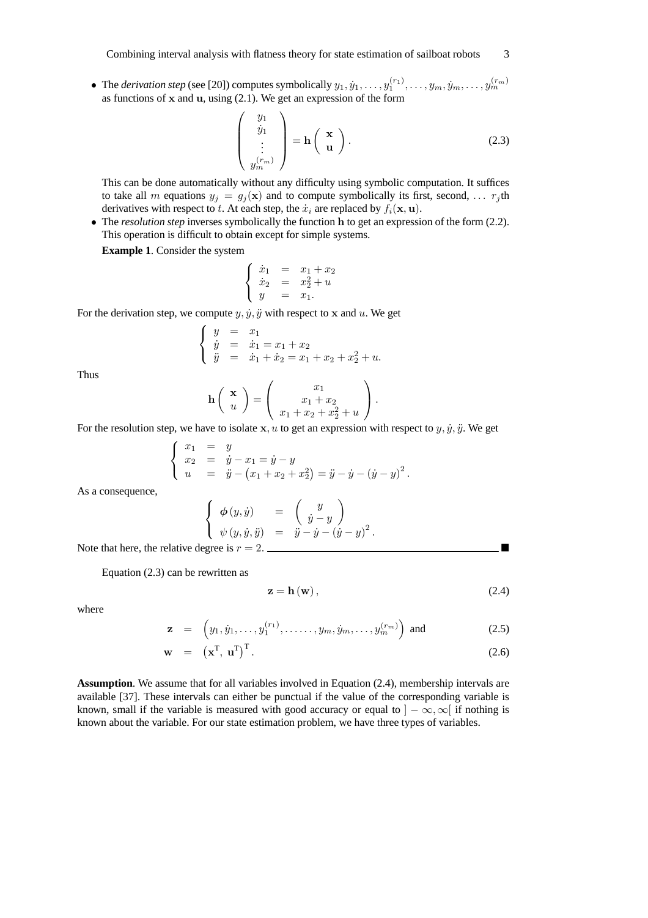- The *derivation step* (see [20]) computes symbolically $y_1, \dot{y}_1, \dots, y_1^{(r_1)}, \dots, y_m, \dot{y}_m, \dots, y_m^{(r_m)}$ as functions of $\mathbf{x}$ and $\mathbf{u}$, using (2.1). We get an expression of the form

$$\begin{pmatrix} y_1 \\ \dot{y}_1 \\ \vdots \\ y_m^{(r_m)} \end{pmatrix} = \mathbf{h}\begin{pmatrix} \mathbf{x} \\ \mathbf{u} \end{pmatrix}. \tag{2.3}$$

This can be done automatically without any difficulty using symbolic computation. It suffices to take all $m$ equations $y_j = g_j(\mathbf{x})$ and to compute symbolically its first, second, ... $r_j$th derivatives with respect to $t$. At each step, the $\dot{x}_i$ are replaced by $f_i(\mathbf{x}, \mathbf{u})$.

- The *resolution step* inverses symbolically the function $\mathbf{h}$ to get an expression of the form (2.2). This operation is difficult to obtain except for simple systems.

**Example 1**. Consider the system

$$\begin{cases} \dot{x}_1 &= x_1 + x_2 \\ \dot{x}_2 &= x_2^2 + u \\ y &= x_1. \end{cases}$$

For the derivation step, we compute $y, \dot{y}, \ddot{y}$ with respect to $\mathbf{x}$ and $u$. We get

$$\begin{cases} y &= x_1 \\ \dot{y} &= \dot{x}_1 = x_1 + x_2 \\ \ddot{y} &= \dot{x}_1 + \dot{x}_2 = x_1 + x_2 + x_2^2 + u. \end{cases}$$

Thus

$$\mathbf{h}\begin{pmatrix} \mathbf{x} \\ u \end{pmatrix} = \begin{pmatrix} x_1 \\ x_1 + x_2 \\ x_1 + x_2 + x_2^2 + u \end{pmatrix}.$$

For the resolution step, we have to isolate $\mathbf{x}, u$ to get an expression with respect to $y, \dot{y}, \ddot{y}$. We get

$$\begin{cases} x_1 &= y \\ x_2 &= \dot{y} - x_1 = \dot{y} - y \\ u &= \ddot{y} - \left(x_1 + x_2 + x_2^2\right) = \ddot{y} - \dot{y} - (\dot{y} - y)^2. \end{cases}$$

As a consequence,

$$\begin{cases} \boldsymbol{\phi}(y, \dot{y}) &= \begin{pmatrix} y \\ \dot{y} - y \end{pmatrix} \\ \psi(y, \dot{y}, \ddot{y}) &= \ddot{y} - \dot{y} - (\dot{y} - y)^2. \end{cases}$$

Note that here, the relative degree is $r = 2$. ■

Equation (2.3) can be rewritten as

$$\mathbf{z} = \mathbf{h}(\mathbf{w}), \tag{2.4}$$

where

$$\mathbf{z} = \left(y_1, \dot{y}_1, \dots, y_1^{(r_1)}, \dots\dots, y_m, \dot{y}_m, \dots, y_m^{(r_m)}\right) \text{ and} \tag{2.5}$$

$$\mathbf{w} = \left(\mathbf{x}^{\mathrm{T}}, \mathbf{u}^{\mathrm{T}}\right)^{\mathrm{T}}. \tag{2.6}$$

**Assumption**. We assume that for all variables involved in Equation (2.4), membership intervals are available [37]. These intervals can either be punctual if the value of the corresponding variable is known, small if the variable is measured with good accuracy or equal to $]-\infty, \infty[$ if nothing is known about the variable. For our state estimation problem, we have three types of variables.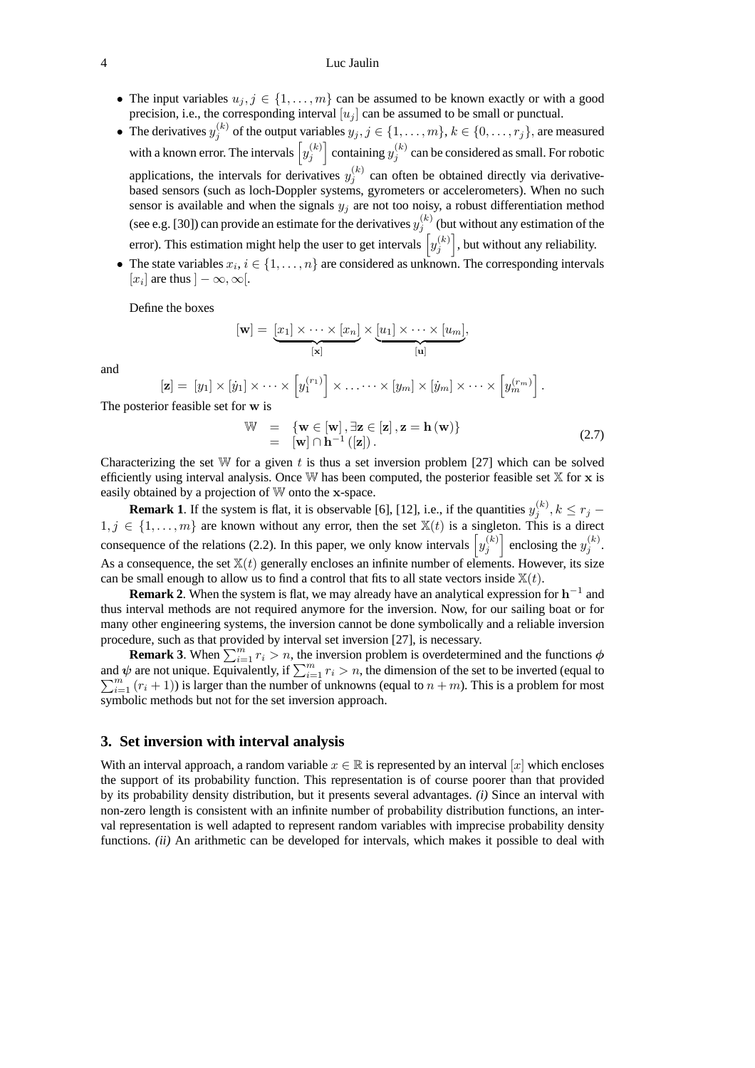- The input variables $u_j, j \in \{1, \ldots, m\}$ can be assumed to be known exactly or with a good precision, i.e., the corresponding interval $[u_j]$ can be assumed to be small or punctual.
- The derivatives $y_j^{(k)}$ of the output variables $y_j, j \in \{1, \ldots, m\}$, $k \in \{0, \ldots, r_j\}$, are measured with a known error. The intervals $\left[y_j^{(k)}\right]$ containing $y_j^{(k)}$ can be considered as small. For robotic applications, the intervals for derivatives $y_j^{(k)}$ can often be obtained directly via derivative-based sensors (such as loch-Doppler systems, gyrometers or accelerometers). When no such sensor is available and when the signals $y_j$ are not too noisy, a robust differentiation method (see e.g. [30]) can provide an estimate for the derivatives $y_j^{(k)}$ (but without any estimation of the error). This estimation might help the user to get intervals $\left[y_j^{(k)}\right]$, but without any reliability.
- The state variables $x_i, i \in \{1, \ldots, n\}$ are considered as unknown. The corresponding intervals $[x_i]$ are thus $]-\infty, \infty[$.

Define the boxes

$$[\mathbf{w}] = \underbrace{[x_1] \times \cdots \times [x_n]}_{[\mathbf{x}]} \times \underbrace{[u_1] \times \cdots \times [u_m]}_{[\mathbf{u}]},$$

and

$$[\mathbf{z}] = [y_1] \times [\dot{y}_1] \times \cdots \times \left[y_1^{(r_1)}\right] \times \ldots \cdots \times [y_m] \times [\dot{y}_m] \times \cdots \times \left[y_m^{(r_m)}\right].$$

The posterior feasible set for $\mathbf{w}$ is

$$\begin{array}{rcl} \mathbb{W} & = & \{\mathbf{w} \in [\mathbf{w}], \exists \mathbf{z} \in [\mathbf{z}], \mathbf{z} = \mathbf{h}(\mathbf{w})\} \\ & = & [\mathbf{w}] \cap \mathbf{h}^{-1}([\mathbf{z}]). \end{array} \tag{2.7}$$

Characterizing the set $\mathbb{W}$ for a given $t$ is thus a set inversion problem [27] which can be solved efficiently using interval analysis. Once $\mathbb{W}$ has been computed, the posterior feasible set $\mathbb{X}$ for $\mathbf{x}$ is easily obtained by a projection of $\mathbb{W}$ onto the $\mathbf{x}$-space.

**Remark 1**. If the system is flat, it is observable [6], [12], i.e., if the quantities $y_j^{(k)}, k \leq r_j - 1, j \in \{1, \ldots, m\}$ are known without any error, then the set $\mathbb{X}(t)$ is a singleton. This is a direct consequence of the relations (2.2). In this paper, we only know intervals $\left[y_j^{(k)}\right]$ enclosing the $y_j^{(k)}$. As a consequence, the set $\mathbb{X}(t)$ generally encloses an infinite number of elements. However, its size can be small enough to allow us to find a control that fits to all state vectors inside $\mathbb{X}(t)$.

**Remark 2**. When the system is flat, we may already have an analytical expression for $\mathbf{h}^{-1}$ and thus interval methods are not required anymore for the inversion. Now, for our sailing boat or for many other engineering systems, the inversion cannot be done symbolically and a reliable inversion procedure, such as that provided by interval set inversion [27], is necessary.

**Remark 3**. When $\sum_{i=1}^{m} r_i > n$, the inversion problem is overdetermined and the functions $\boldsymbol{\phi}$ and $\boldsymbol{\psi}$ are not unique. Equivalently, if $\sum_{i=1}^{m} r_i > n$, the dimension of the set to be inverted (equal to $\sum_{i=1}^{m} (r_i + 1)$) is larger than the number of unknowns (equal to $n + m$). This is a problem for most symbolic methods but not for the set inversion approach.

## 3. Set inversion with interval analysis

With an interval approach, a random variable $x \in \mathbb{R}$ is represented by an interval $[x]$ which encloses the support of its probability function. This representation is of course poorer than that provided by its probability density distribution, but it presents several advantages. *(i)* Since an interval with non-zero length is consistent with an infinite number of probability distribution functions, an interval representation is well adapted to represent random variables with imprecise probability density functions. *(ii)* An arithmetic can be developed for intervals, which makes it possible to deal with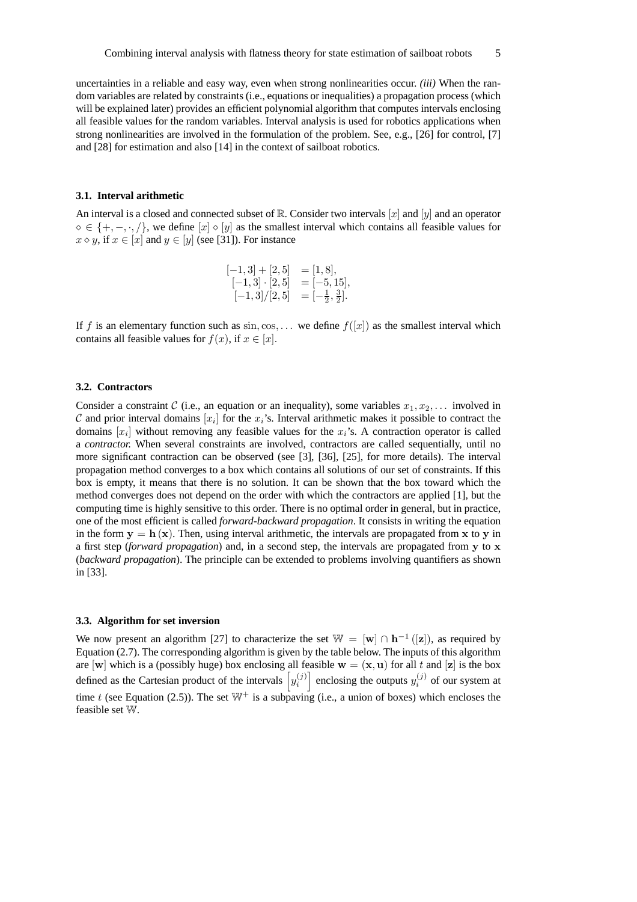uncertainties in a reliable and easy way, even when strong nonlinearities occur. *(iii)* When the random variables are related by constraints (i.e., equations or inequalities) a propagation process (which will be explained later) provides an efficient polynomial algorithm that computes intervals enclosing all feasible values for the random variables. Interval analysis is used for robotics applications when strong nonlinearities are involved in the formulation of the problem. See, e.g., [26] for control, [7] and [28] for estimation and also [14] in the context of sailboat robotics.

### 3.1. Interval arithmetic

An interval is a closed and connected subset of $\mathbb{R}$. Consider two intervals $[x]$ and $[y]$ and an operator $\diamond \in \{+,-,\cdot,/\}$, we define $[x] \diamond [y]$ as the smallest interval which contains all feasible values for $x \diamond y$, if $x \in [x]$ and $y \in [y]$ (see [31]). For instance

$$\begin{array}{rl} [-1,3]+[2,5] & =[1,8], \\ [-1,3]\cdot[2,5] & =[-5,15], \\ [-1,3]/[2,5] & =[-\frac{1}{2},\frac{3}{2}]. \end{array}$$

If $f$ is an elementary function such as $\sin, \cos, \ldots$ we define $f([x])$ as the smallest interval which contains all feasible values for $f(x)$, if $x \in [x]$.

### 3.2. Contractors

Consider a constraint $\mathcal{C}$ (i.e., an equation or an inequality), some variables $x_1, x_2, \ldots$ involved in $\mathcal{C}$ and prior interval domains $[x_i]$ for the $x_i$'s. Interval arithmetic makes it possible to contract the domains $[x_i]$ without removing any feasible values for the $x_i$'s. A contraction operator is called a *contractor.* When several constraints are involved, contractors are called sequentially, until no more significant contraction can be observed (see [3], [36], [25], for more details). The interval propagation method converges to a box which contains all solutions of our set of constraints. If this box is empty, it means that there is no solution. It can be shown that the box toward which the method converges does not depend on the order with which the contractors are applied [1], but the computing time is highly sensitive to this order. There is no optimal order in general, but in practice, one of the most efficient is called *forward-backward propagation*. It consists in writing the equation in the form $\mathbf{y} = \mathbf{h}(\mathbf{x})$. Then, using interval arithmetic, the intervals are propagated from $\mathbf{x}$ to $\mathbf{y}$ in a first step (*forward propagation*) and, in a second step, the intervals are propagated from $\mathbf{y}$ to $\mathbf{x}$ (*backward propagation*). The principle can be extended to problems involving quantifiers as shown in [33].

### 3.3. Algorithm for set inversion

We now present an algorithm [27] to characterize the set $\mathbb{W} = [\mathbf{w}] \cap \mathbf{h}^{-1}([\mathbf{z}])$, as required by Equation (2.7). The corresponding algorithm is given by the table below. The inputs of this algorithm are $[\mathbf{w}]$ which is a (possibly huge) box enclosing all feasible $\mathbf{w} = (\mathbf{x}, \mathbf{u})$ for all $t$ and $[\mathbf{z}]$ is the box defined as the Cartesian product of the intervals $\left[y_i^{(j)}\right]$ enclosing the outputs $y_i^{(j)}$ of our system at time $t$ (see Equation (2.5)). The set $\mathbb{W}^+$ is a subpaving (i.e., a union of boxes) which encloses the feasible set $\mathbb{W}$.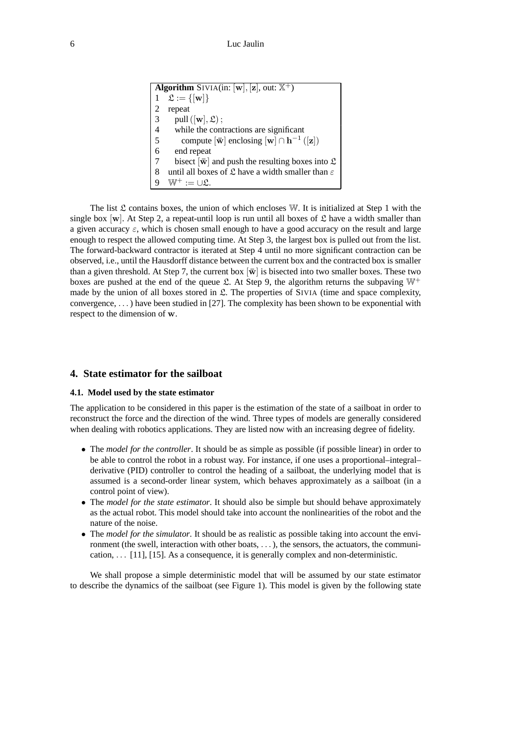**Algorithm** SIVIA(in: $[\mathbf{w}]$, $[\mathbf{z}]$, out: $\mathbb{X}^+$)

```
1  𝔏 := {[w]}
2  repeat
3    pull ([w], 𝔏) ;
4    while the contractions are significant
5      compute [w̄] enclosing [w] ∩ h⁻¹ ([z])
6    end repeat
7    bisect [w̄] and push the resulting boxes into 𝔏
8  until all boxes of 𝔏 have a width smaller than ε
9  𝕎⁺ := ∪𝔏.
```

The list $\mathfrak{L}$ contains boxes, the union of which encloses $\mathbb{W}$. It is initialized at Step 1 with the single box $[\mathbf{w}]$. At Step 2, a repeat-until loop is run until all boxes of $\mathfrak{L}$ have a width smaller than a given accuracy $\varepsilon$, which is chosen small enough to have a good accuracy on the result and large enough to respect the allowed computing time. At Step 3, the largest box is pulled out from the list. The forward-backward contractor is iterated at Step 4 until no more significant contraction can be observed, i.e., until the Hausdorff distance between the current box and the contracted box is smaller than a given threshold. At Step 7, the current box $[\bar{\mathbf{w}}]$ is bisected into two smaller boxes. These two boxes are pushed at the end of the queue $\mathfrak{L}$. At Step 9, the algorithm returns the subpaving $\mathbb{W}^+$ made by the union of all boxes stored in $\mathfrak{L}$. The properties of SIVIA (time and space complexity, convergence, ...) have been studied in [27]. The complexity has been shown to be exponential with respect to the dimension of $\mathbf{w}$.

## 4. State estimator for the sailboat

### 4.1. Model used by the state estimator

The application to be considered in this paper is the estimation of the state of a sailboat in order to reconstruct the force and the direction of the wind. Three types of models are generally considered when dealing with robotics applications. They are listed now with an increasing degree of fidelity.

- The *model for the controller*. It should be as simple as possible (if possible linear) in order to be able to control the robot in a robust way. For instance, if one uses a proportional–integral–derivative (PID) controller to control the heading of a sailboat, the underlying model that is assumed is a second-order linear system, which behaves approximately as a sailboat (in a control point of view).
- The *model for the state estimator*. It should also be simple but should behave approximately as the actual robot. This model should take into account the nonlinearities of the robot and the nature of the noise.
- The *model for the simulator*. It should be as realistic as possible taking into account the environment (the swell, interaction with other boats, ...), the sensors, the actuators, the communication, ... [11], [15]. As a consequence, it is generally complex and non-deterministic.

We shall propose a simple deterministic model that will be assumed by our state estimator to describe the dynamics of the sailboat (see Figure 1). This model is given by the following state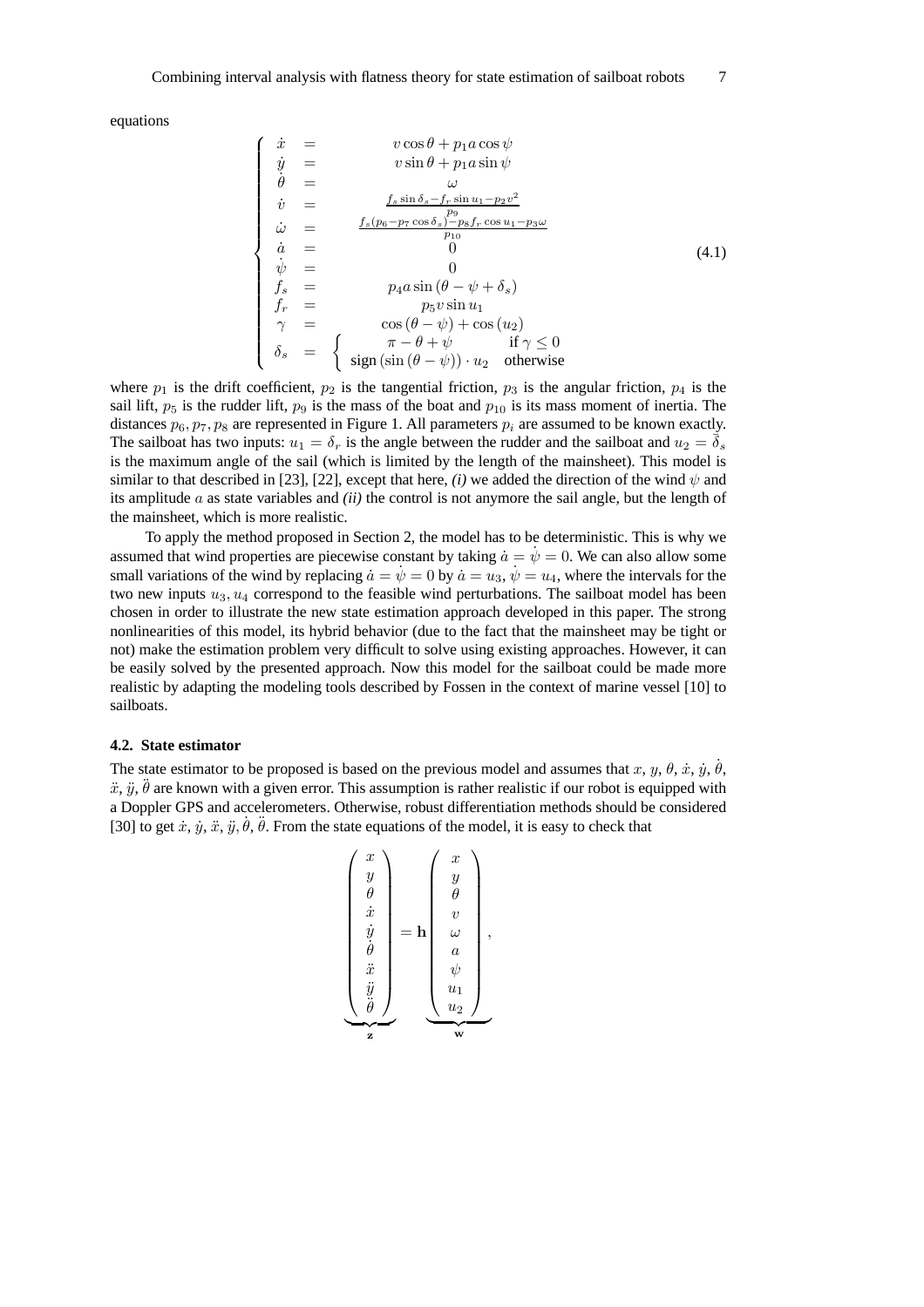equations

$$
\left\{
\begin{array}{lcl}
\dot{x} & = & v\cos\theta + p_1 a \cos\psi \\
\dot{y} & = & v\sin\theta + p_1 a \sin\psi \\
\dot{\theta} & = & \omega \\
\dot{v} & = & \frac{f_s \sin\delta_s - f_r \sin u_1 - p_2 v^2}{p_9} \\
\dot{\omega} & = & \frac{f_s (p_6 - p_7 \cos\delta_s) - p_8 f_r \cos u_1 - p_3 \omega}{p_{10}} \\
\dot{a} & = & 0 \\
\dot{\psi} & = & 0 \\
f_s & = & p_4 a \sin(\theta - \psi + \delta_s) \\
f_r & = & p_5 v \sin u_1 \\
\gamma & = & \cos(\theta - \psi) + \cos(u_2) \\
\delta_s & = & \left\{ \begin{array}{ll} \pi - \theta + \psi & \text{if } \gamma \leq 0 \\ \text{sign}\left(\sin(\theta - \psi)\right) \cdot u_2 & \text{otherwise} \end{array} \right.
\end{array}
\right.
\tag{4.1}
$$

where $p_1$ is the drift coefficient, $p_2$ is the tangential friction, $p_3$ is the angular friction, $p_4$ is the sail lift, $p_5$ is the rudder lift, $p_9$ is the mass of the boat and $p_{10}$ is its mass moment of inertia. The distances $p_6, p_7, p_8$ are represented in Figure 1. All parameters $p_i$ are assumed to be known exactly. The sailboat has two inputs: $u_1 = \delta_r$ is the angle between the rudder and the sailboat and $u_2 = \bar{\delta}_s$ is the maximum angle of the sail (which is limited by the length of the mainsheet). This model is similar to that described in [23], [22], except that here, *(i)* we added the direction of the wind $\psi$ and its amplitude $a$ as state variables and *(ii)* the control is not anymore the sail angle, but the length of the mainsheet, which is more realistic.

To apply the method proposed in Section 2, the model has to be deterministic. This is why we assumed that wind properties are piecewise constant by taking $\dot{a} = \dot{\psi} = 0$. We can also allow some small variations of the wind by replacing $\dot{a} = \dot{\psi} = 0$ by $\dot{a} = u_3$, $\dot{\psi} = u_4$, where the intervals for the two new inputs $u_3, u_4$ correspond to the feasible wind perturbations. The sailboat model has been chosen in order to illustrate the new state estimation approach developed in this paper. The strong nonlinearities of this model, its hybrid behavior (due to the fact that the mainsheet may be tight or not) make the estimation problem very difficult to solve using existing approaches. However, it can be easily solved by the presented approach. Now this model for the sailboat could be made more realistic by adapting the modeling tools described by Fossen in the context of marine vessel [10] to sailboats.

### 4.2. State estimator

The state estimator to be proposed is based on the previous model and assumes that $x$, $y$, $\theta$, $\dot{x}$, $\dot{y}$, $\dot{\theta}$, $\ddot{x}$, $\ddot{y}$, $\ddot{\theta}$ are known with a given error. This assumption is rather realistic if our robot is equipped with a Doppler GPS and accelerometers. Otherwise, robust differentiation methods should be considered [30] to get $\dot{x}, \dot{y}, \ddot{x}, \ddot{y}, \dot{\theta}, \ddot{\theta}$. From the state equations of the model, it is easy to check that

$$
\underbrace{\begin{pmatrix} x \\ y \\ \theta \\ \dot{x} \\ \dot{y} \\ \dot{\theta} \\ \ddot{x} \\ \ddot{y} \\ \ddot{\theta} \end{pmatrix}}_{\mathbf{z}} = \mathbf{h} \underbrace{\begin{pmatrix} x \\ y \\ \theta \\ v \\ \omega \\ a \\ \psi \\ u_1 \\ u_2 \end{pmatrix}}_{\mathbf{w}},
$$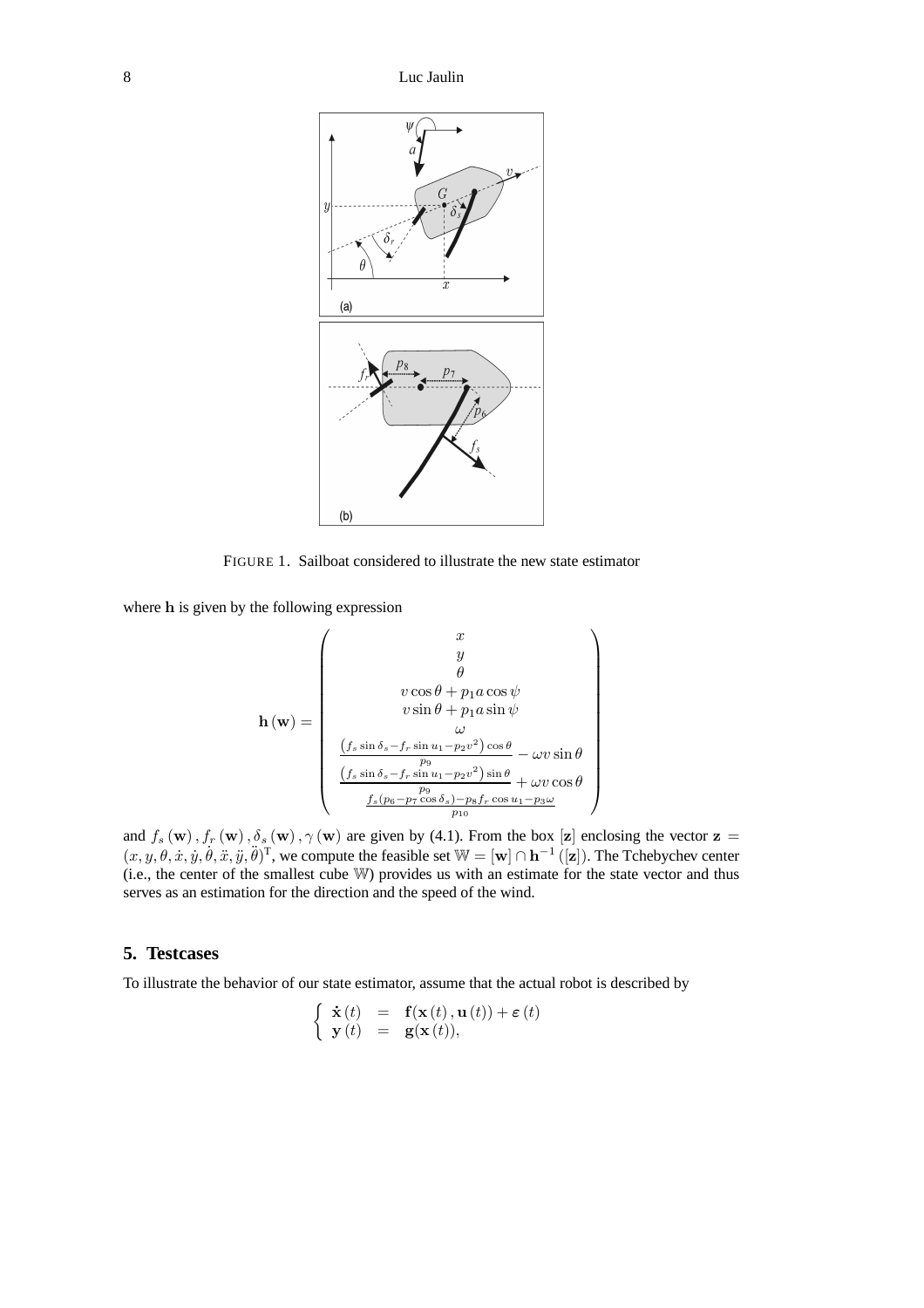FIGURE 1. Sailboat considered to illustrate the new state estimator

where $\mathbf{h}$ is given by the following expression

$$\mathbf{h}(\mathbf{w}) = \begin{pmatrix} x \\ y \\ \theta \\ v\cos\theta + p_1 a \cos\psi \\ v\sin\theta + p_1 a \sin\psi \\ \omega \\ \frac{\left(f_s \sin\delta_s - f_r \sin u_1 - p_2 v^2\right)\cos\theta}{p_9} - \omega v \sin\theta \\ \frac{\left(f_s \sin\delta_s - f_r \sin u_1 - p_2 v^2\right)\sin\theta}{p_9} + \omega v \cos\theta \\ \frac{f_s(p_6 - p_7\cos\delta_s) - p_8 f_r \cos u_1 - p_3\omega}{p_{10}} \end{pmatrix}$$

and $f_s(\mathbf{w}), f_r(\mathbf{w}), \delta_s(\mathbf{w}), \gamma(\mathbf{w})$ are given by (4.1). From the box $[\mathbf{z}]$ enclosing the vector $\mathbf{z} = (x, y, \theta, \dot{x}, \dot{y}, \dot{\theta}, \ddot{x}, \ddot{y}, \ddot{\theta})^{\mathrm{T}}$, we compute the feasible set $\mathbb{W} = [\mathbf{w}] \cap \mathbf{h}^{-1}([\mathbf{z}])$. The Tchebychev center (i.e., the center of the smallest cube $\mathbb{W}$) provides us with an estimate for the state vector and thus serves as an estimation for the direction and the speed of the wind.

## 5. Testcases

To illustrate the behavior of our state estimator, assume that the actual robot is described by

$$\begin{cases} \dot{\mathbf{x}}(t) &= \mathbf{f}(\mathbf{x}(t), \mathbf{u}(t)) + \varepsilon(t) \\ \mathbf{y}(t) &= \mathbf{g}(\mathbf{x}(t)), \end{cases}$$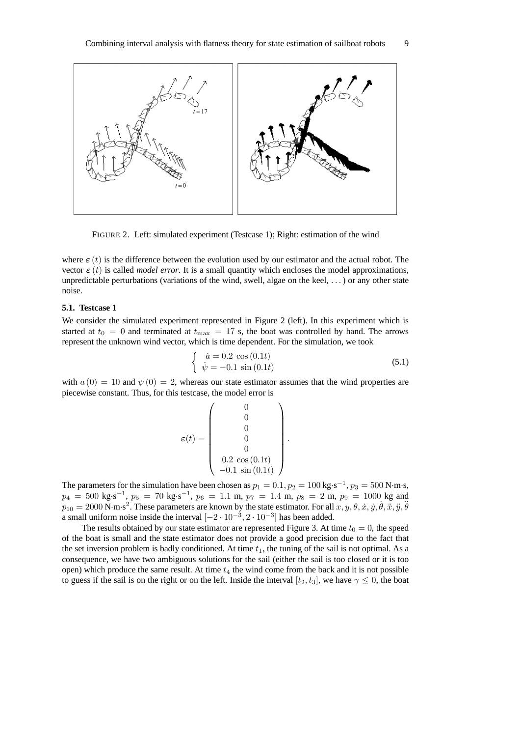t = 17

t = 0

FIGURE 2. Left: simulated experiment (Testcase 1); Right: estimation of the wind

where $\varepsilon(t)$ is the difference between the evolution used by our estimator and the actual robot. The vector $\varepsilon(t)$ is called *model error*. It is a small quantity which encloses the model approximations, unpredictable perturbations (variations of the wind, swell, algae on the keel, ...) or any other state noise.

### 5.1. Testcase 1

We consider the simulated experiment represented in Figure 2 (left). In this experiment which is started at $t_0 = 0$ and terminated at $t_{\max} = 17$ s, the boat was controlled by hand. The arrows represent the unknown wind vector, which is time dependent. For the simulation, we took

$$\begin{cases} \dot{a} = 0.2 \cos(0.1t) \\ \dot{\psi} = -0.1 \sin(0.1t) \end{cases} \tag{5.1}$$

with $a(0) = 10$ and $\psi(0) = 2$, whereas our state estimator assumes that the wind properties are piecewise constant. Thus, for this testcase, the model error is

$$\varepsilon(t) = \begin{pmatrix} 0 \\ 0 \\ 0 \\ 0 \\ 0 \\ 0.2 \cos(0.1t) \\ -0.1 \sin(0.1t) \end{pmatrix}.$$

The parameters for the simulation have been chosen as $p_1 = 0.1$, $p_2 = 100$ kg·s$^{-1}$, $p_3 = 500$ N·m·s, $p_4 = 500$ kg·s$^{-1}$, $p_5 = 70$ kg·s$^{-1}$, $p_6 = 1.1$ m, $p_7 = 1.4$ m, $p_8 = 2$ m, $p_9 = 1000$ kg and $p_{10} = 2000$ N·m·s$^2$. These parameters are known by the state estimator. For all $x, y, \theta, \dot{x}, \dot{y}, \dot{\theta}, \ddot{x}, \ddot{y}, \ddot{\theta}$ a small uniform noise inside the interval $[-2 \cdot 10^{-3}, 2 \cdot 10^{-3}]$ has been added.

The results obtained by our state estimator are represented Figure 3. At time $t_0 = 0$, the speed of the boat is small and the state estimator does not provide a good precision due to the fact that the set inversion problem is badly conditioned. At time $t_1$, the tuning of the sail is not optimal. As a consequence, we have two ambiguous solutions for the sail (either the sail is too closed or it is too open) which produce the same result. At time $t_4$ the wind come from the back and it is not possible to guess if the sail is on the right or on the left. Inside the interval $[t_2, t_3]$, we have $\gamma \leq 0$, the boat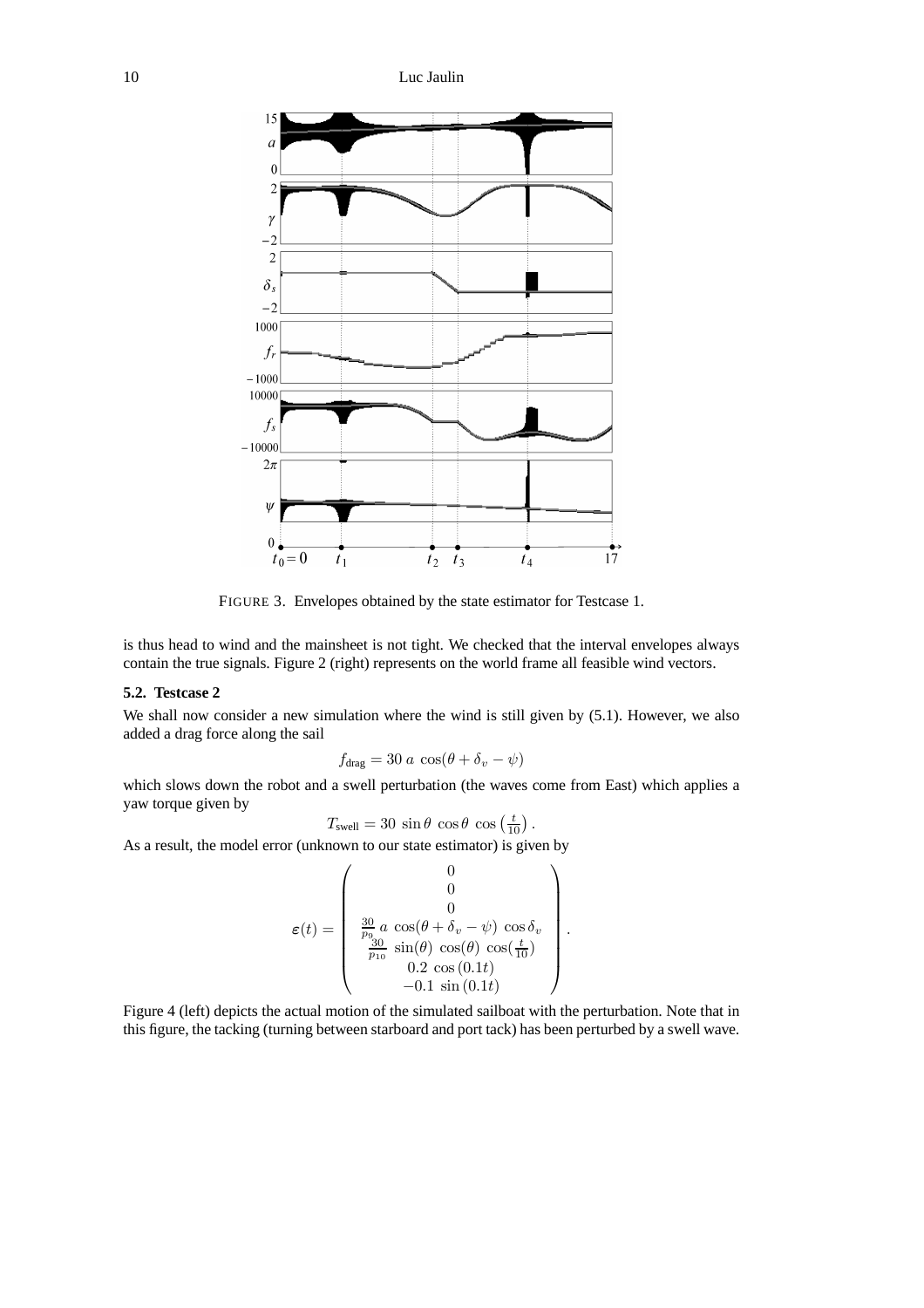15

$a$

0

2

$\gamma$

$-2$

2

$\delta_s$

$-2$

1000

$f_r$

$-1000$

10000

$f_s$

$-10000$

$2\pi$

$\psi$

0

$t_0 = 0$ $t_1$ $t_2$ $t_3$ $t_4$ 17

FIGURE 3. Envelopes obtained by the state estimator for Testcase 1.

is thus head to wind and the mainsheet is not tight. We checked that the interval envelopes always contain the true signals. Figure 2 (right) represents on the world frame all feasible wind vectors.

### 5.2. Testcase 2

We shall now consider a new simulation where the wind is still given by (5.1). However, we also added a drag force along the sail

$$f_{\text{drag}} = 30\ a\ \cos(\theta + \delta_v - \psi)$$

which slows down the robot and a swell perturbation (the waves come from East) which applies a yaw torque given by

$$T_{\text{swell}} = 30\ \sin\theta\ \cos\theta\ \cos\left(\tfrac{t}{10}\right).$$

As a result, the model error (unknown to our state estimator) is given by

$$\varepsilon(t) = \begin{pmatrix} 0 \\ 0 \\ 0 \\ \frac{30}{p_9}\,a\ \cos(\theta + \delta_v - \psi)\ \cos\delta_v \\ \frac{30}{p_{10}}\ \sin(\theta)\ \cos(\theta)\ \cos(\frac{t}{10}) \\ 0.2\ \cos(0.1t) \\ -0.1\ \sin(0.1t) \end{pmatrix}.$$

Figure 4 (left) depicts the actual motion of the simulated sailboat with the perturbation. Note that in this figure, the tacking (turning between starboard and port tack) has been perturbed by a swell wave.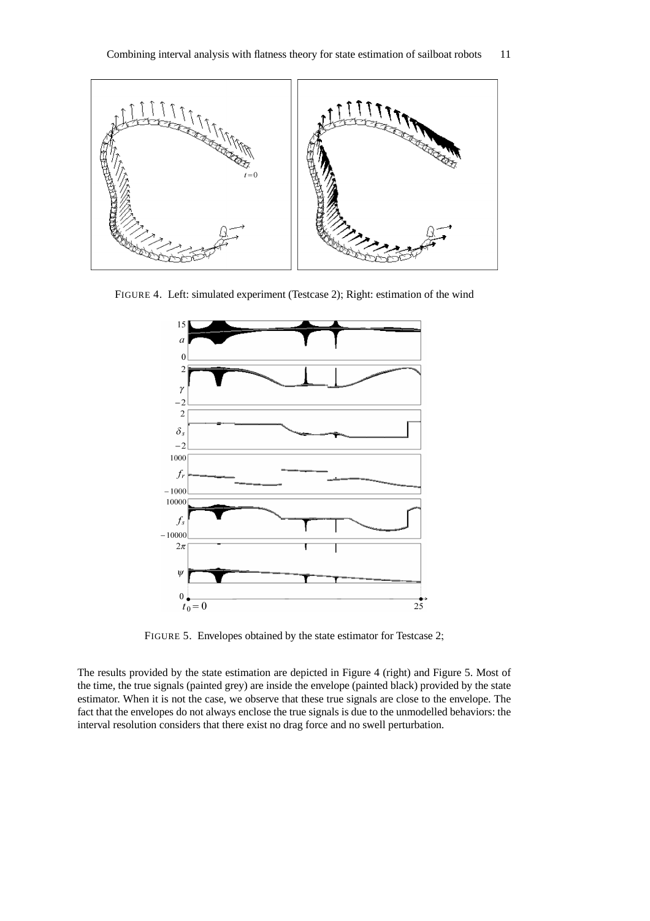$t = 0$

FIGURE 4. Left: simulated experiment (Testcase 2); Right: estimation of the wind

15

$a$

0

2

$\gamma$

$-2$

2

$\delta_s$

$-2$

1000

$f_r$

$-1000$

10000

$f_s$

$-10000$

$2\pi$

$\psi$

0

$t_0 = 0$

25

FIGURE 5. Envelopes obtained by the state estimator for Testcase 2;

The results provided by the state estimation are depicted in Figure 4 (right) and Figure 5. Most of the time, the true signals (painted grey) are inside the envelope (painted black) provided by the state estimator. When it is not the case, we observe that these true signals are close to the envelope. The fact that the envelopes do not always enclose the true signals is due to the unmodelled behaviors: the interval resolution considers that there exist no drag force and no swell perturbation.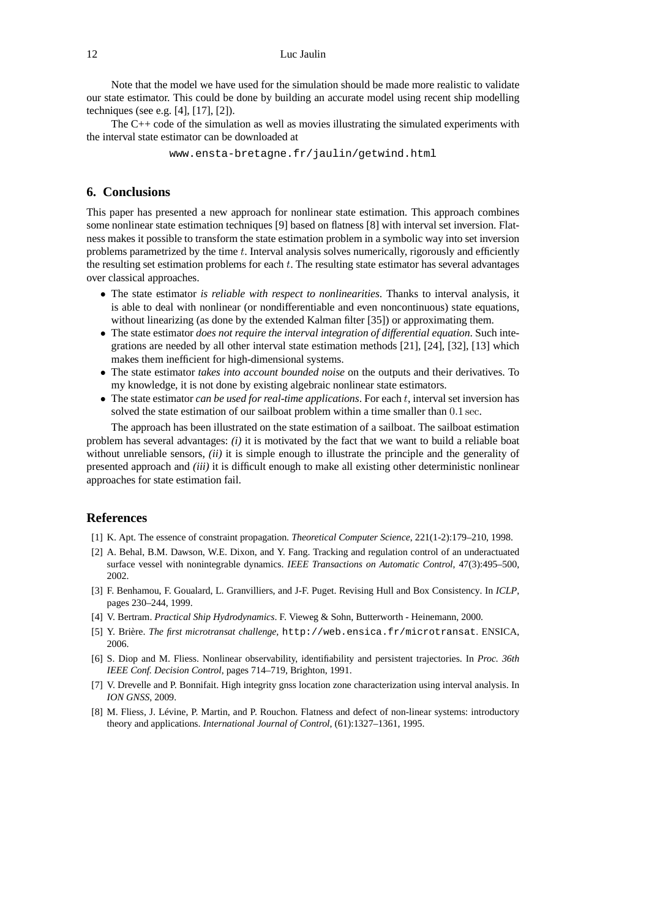Note that the model we have used for the simulation should be made more realistic to validate our state estimator. This could be done by building an accurate model using recent ship modelling techniques (see e.g. [4], [17], [2]).

The C++ code of the simulation as well as movies illustrating the simulated experiments with the interval state estimator can be downloaded at

```
www.ensta-bretagne.fr/jaulin/getwind.html
```

## 6. Conclusions

This paper has presented a new approach for nonlinear state estimation. This approach combines some nonlinear state estimation techniques [9] based on flatness [8] with interval set inversion. Flatness makes it possible to transform the state estimation problem in a symbolic way into set inversion problems parametrized by the time $t$. Interval analysis solves numerically, rigorously and efficiently the resulting set estimation problems for each $t$. The resulting state estimator has several advantages over classical approaches.

- The state estimator *is reliable with respect to nonlinearities*. Thanks to interval analysis, it is able to deal with nonlinear (or nondifferentiable and even noncontinuous) state equations, without linearizing (as done by the extended Kalman filter [35]) or approximating them.
- The state estimator *does not require the interval integration of differential equation*. Such integrations are needed by all other interval state estimation methods [21], [24], [32], [13] which makes them inefficient for high-dimensional systems.
- The state estimator *takes into account bounded noise* on the outputs and their derivatives. To my knowledge, it is not done by existing algebraic nonlinear state estimators.
- The state estimator *can be used for real-time applications*. For each $t$, interval set inversion has solved the state estimation of our sailboat problem within a time smaller than $0.1\,\mathrm{sec}$.

The approach has been illustrated on the state estimation of a sailboat. The sailboat estimation problem has several advantages: *(i)* it is motivated by the fact that we want to build a reliable boat without unreliable sensors, *(ii)* it is simple enough to illustrate the principle and the generality of presented approach and *(iii)* it is difficult enough to make all existing other deterministic nonlinear approaches for state estimation fail.

## References

[1] K. Apt. The essence of constraint propagation. *Theoretical Computer Science*, 221(1-2):179–210, 1998.

[2] A. Behal, B.M. Dawson, W.E. Dixon, and Y. Fang. Tracking and regulation control of an underactuated surface vessel with nonintegrable dynamics. *IEEE Transactions on Automatic Control*, 47(3):495–500, 2002.

[3] F. Benhamou, F. Goualard, L. Granvilliers, and J-F. Puget. Revising Hull and Box Consistency. In *ICLP*, pages 230–244, 1999.

[4] V. Bertram. *Practical Ship Hydrodynamics*. F. Vieweg & Sohn, Butterworth - Heinemann, 2000.

[5] Y. Brière. *The first microtransat challenge*, http://web.ensica.fr/microtransat. ENSICA, 2006.

[6] S. Diop and M. Fliess. Nonlinear observability, identifiability and persistent trajectories. In *Proc. 36th IEEE Conf. Decision Control*, pages 714–719, Brighton, 1991.

[7] V. Drevelle and P. Bonnifait. High integrity gnss location zone characterization using interval analysis. In *ION GNSS*, 2009.

[8] M. Fliess, J. Lévine, P. Martin, and P. Rouchon. Flatness and defect of non-linear systems: introductory theory and applications. *International Journal of Control*, (61):1327–1361, 1995.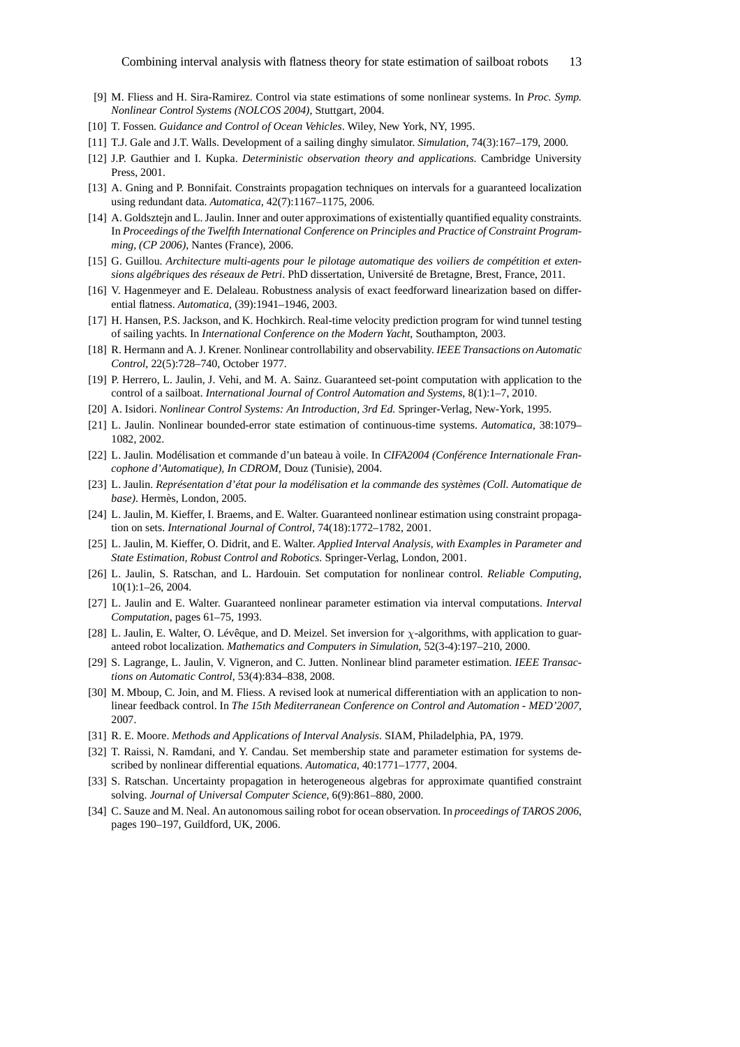[9] M. Fliess and H. Sira-Ramirez. Control via state estimations of some nonlinear systems. In *Proc. Symp. Nonlinear Control Systems (NOLCOS 2004)*, Stuttgart, 2004.

[10] T. Fossen. *Guidance and Control of Ocean Vehicles*. Wiley, New York, NY, 1995.

[11] T.J. Gale and J.T. Walls. Development of a sailing dinghy simulator. *Simulation*, 74(3):167–179, 2000.

[12] J.P. Gauthier and I. Kupka. *Deterministic observation theory and applications*. Cambridge University Press, 2001.

[13] A. Gning and P. Bonnifait. Constraints propagation techniques on intervals for a guaranteed localization using redundant data. *Automatica*, 42(7):1167–1175, 2006.

[14] A. Goldsztejn and L. Jaulin. Inner and outer approximations of existentially quantified equality constraints. In *Proceedings of the Twelfth International Conference on Principles and Practice of Constraint Programming, (CP 2006)*, Nantes (France), 2006.

[15] G. Guillou. *Architecture multi-agents pour le pilotage automatique des voiliers de compétition et extensions algébriques des réseaux de Petri*. PhD dissertation, Université de Bretagne, Brest, France, 2011.

[16] V. Hagenmeyer and E. Delaleau. Robustness analysis of exact feedforward linearization based on differential flatness. *Automatica*, (39):1941–1946, 2003.

[17] H. Hansen, P.S. Jackson, and K. Hochkirch. Real-time velocity prediction program for wind tunnel testing of sailing yachts. In *International Conference on the Modern Yacht*, Southampton, 2003.

[18] R. Hermann and A. J. Krener. Nonlinear controllability and observability. *IEEE Transactions on Automatic Control*, 22(5):728–740, October 1977.

[19] P. Herrero, L. Jaulin, J. Vehi, and M. A. Sainz. Guaranteed set-point computation with application to the control of a sailboat. *International Journal of Control Automation and Systems*, 8(1):1–7, 2010.

[20] A. Isidori. *Nonlinear Control Systems: An Introduction, 3rd Ed.* Springer-Verlag, New-York, 1995.

[21] L. Jaulin. Nonlinear bounded-error state estimation of continuous-time systems. *Automatica*, 38:1079–1082, 2002.

[22] L. Jaulin. Modélisation et commande d'un bateau à voile. In *CIFA2004 (Conférence Internationale Francophone d'Automatique), In CDROM*, Douz (Tunisie), 2004.

[23] L. Jaulin. *Représentation d'état pour la modélisation et la commande des systèmes (Coll. Automatique de base)*. Hermès, London, 2005.

[24] L. Jaulin, M. Kieffer, I. Braems, and E. Walter. Guaranteed nonlinear estimation using constraint propagation on sets. *International Journal of Control*, 74(18):1772–1782, 2001.

[25] L. Jaulin, M. Kieffer, O. Didrit, and E. Walter. *Applied Interval Analysis, with Examples in Parameter and State Estimation, Robust Control and Robotics*. Springer-Verlag, London, 2001.

[26] L. Jaulin, S. Ratschan, and L. Hardouin. Set computation for nonlinear control. *Reliable Computing*, 10(1):1–26, 2004.

[27] L. Jaulin and E. Walter. Guaranteed nonlinear parameter estimation via interval computations. *Interval Computation*, pages 61–75, 1993.

[28] L. Jaulin, E. Walter, O. Lévêque, and D. Meizel. Set inversion for $\chi$-algorithms, with application to guaranteed robot localization. *Mathematics and Computers in Simulation*, 52(3-4):197–210, 2000.

[29] S. Lagrange, L. Jaulin, V. Vigneron, and C. Jutten. Nonlinear blind parameter estimation. *IEEE Transactions on Automatic Control*, 53(4):834–838, 2008.

[30] M. Mboup, C. Join, and M. Fliess. A revised look at numerical differentiation with an application to nonlinear feedback control. In *The 15th Mediterranean Conference on Control and Automation - MED'2007*, 2007.

[31] R. E. Moore. *Methods and Applications of Interval Analysis*. SIAM, Philadelphia, PA, 1979.

[32] T. Raissi, N. Ramdani, and Y. Candau. Set membership state and parameter estimation for systems described by nonlinear differential equations. *Automatica*, 40:1771–1777, 2004.

[33] S. Ratschan. Uncertainty propagation in heterogeneous algebras for approximate quantified constraint solving. *Journal of Universal Computer Science*, 6(9):861–880, 2000.

[34] C. Sauze and M. Neal. An autonomous sailing robot for ocean observation. In *proceedings of TAROS 2006*, pages 190–197, Guildford, UK, 2006.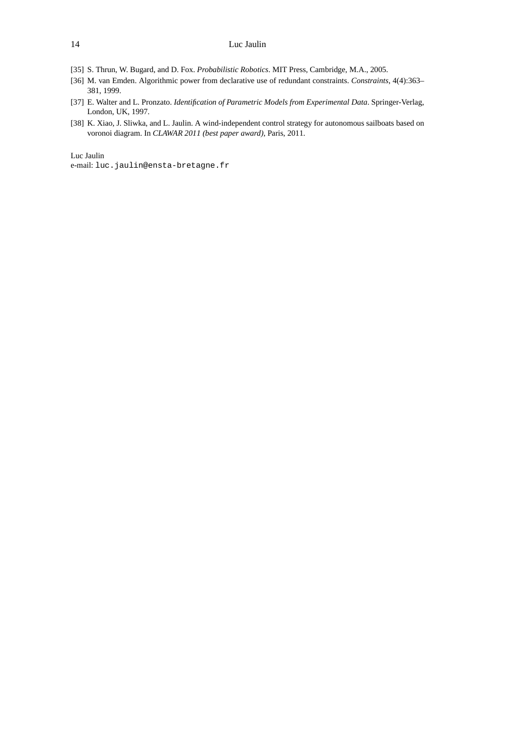[35] S. Thrun, W. Bugard, and D. Fox. *Probabilistic Robotics*. MIT Press, Cambridge, M.A., 2005.

[36] M. van Emden. Algorithmic power from declarative use of redundant constraints. *Constraints*, 4(4):363–381, 1999.

[37] E. Walter and L. Pronzato. *Identification of Parametric Models from Experimental Data*. Springer-Verlag, London, UK, 1997.

[38] K. Xiao, J. Sliwka, and L. Jaulin. A wind-independent control strategy for autonomous sailboats based on voronoi diagram. In *CLAWAR 2011 (best paper award)*, Paris, 2011.

Luc Jaulin
e-mail: `luc.jaulin@ensta-bretagne.fr`